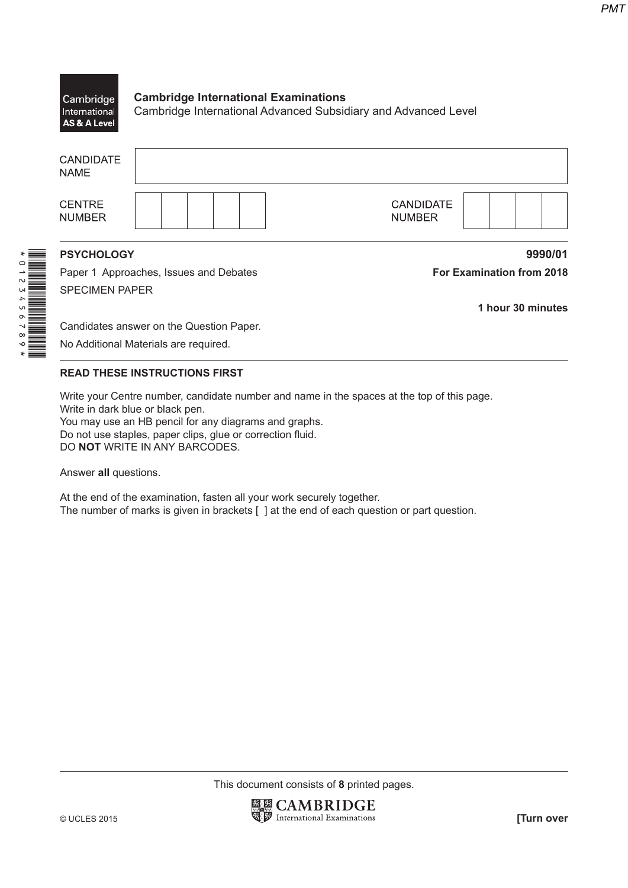**Cambridge International Examinations**
Cambridge International Advanced Subsidiary and Advanced Level

| | |
|---|---|
| CANDIDATE NAME | |
| CENTRE NUMBER | |
| CANDIDATE NUMBER | |

**PSYCHOLOGY** **9990/01**

Paper 1 Approaches, Issues and Debates **For Examination from 2018**

SPECIMEN PAPER

**1 hour 30 minutes**

Candidates answer on the Question Paper.

No Additional Materials are required.

**READ THESE INSTRUCTIONS FIRST**

Write your Centre number, candidate number and name in the spaces at the top of this page.
Write in dark blue or black pen.
You may use an HB pencil for any diagrams and graphs.
Do not use staples, paper clips, glue or correction fluid.
DO **NOT** WRITE IN ANY BARCODES.

Answer **all** questions.

At the end of the examination, fasten all your work securely together.
The number of marks is given in brackets [ ] at the end of each question or part question.

This document consists of **8** printed pages.

© UCLES 2015

**[Turn over**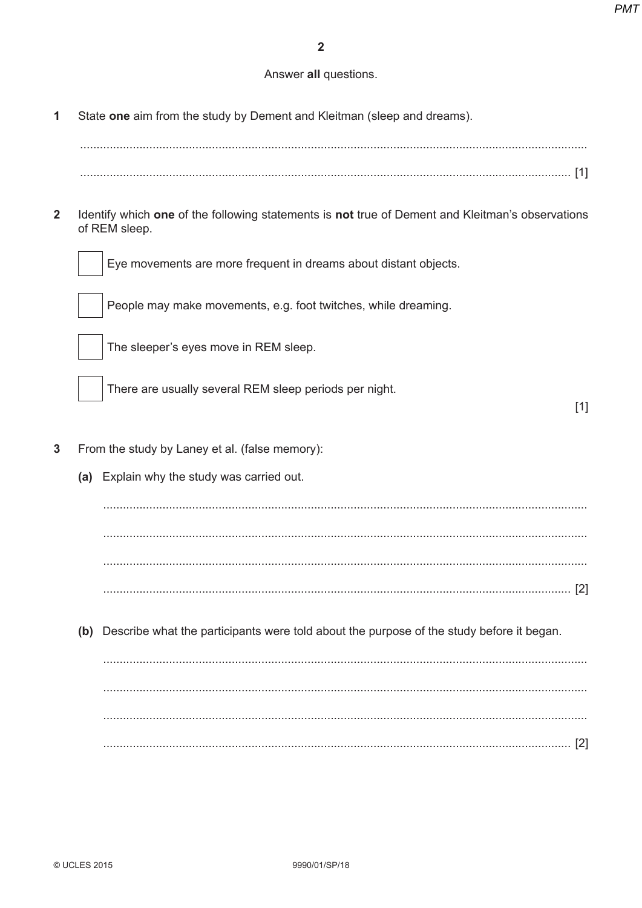Answer **all** questions.

**1** State **one** aim from the study by Dement and Kleitman (sleep and dreams).

..........................................................................................................................................

.......................................................................................................................................... [1]

**2** Identify which **one** of the following statements is **not** true of Dement and Kleitman's observations of REM sleep.

☐ Eye movements are more frequent in dreams about distant objects.

☐ People may make movements, e.g. foot twitches, while dreaming.

☐ The sleeper's eyes move in REM sleep.

☐ There are usually several REM sleep periods per night.

[1]

**3** From the study by Laney et al. (false memory):

**(a)** Explain why the study was carried out.

..........................................................................................................................................

..........................................................................................................................................

..........................................................................................................................................

.......................................................................................................................................... [2]

**(b)** Describe what the participants were told about the purpose of the study before it began.

..........................................................................................................................................

..........................................................................................................................................

..........................................................................................................................................

.......................................................................................................................................... [2]

© UCLES 2015 9990/01/SP/18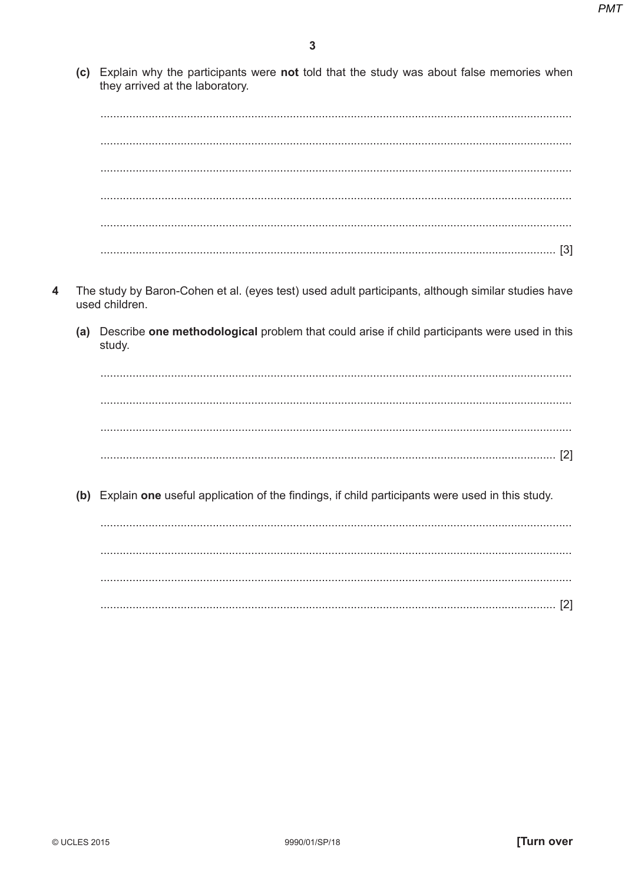**(c)** Explain why the participants were **not** told that the study was about false memories when they arrived at the laboratory.

..................................................................................................................................................

..................................................................................................................................................

..................................................................................................................................................

..................................................................................................................................................

..................................................................................................................................................

.............................................................................................................................................. [3]

**4** The study by Baron-Cohen et al. (eyes test) used adult participants, although similar studies have used children.

**(a)** Describe **one methodological** problem that could arise if child participants were used in this study.

..................................................................................................................................................

..................................................................................................................................................

..................................................................................................................................................

.............................................................................................................................................. [2]

**(b)** Explain **one** useful application of the findings, if child participants were used in this study.

..................................................................................................................................................

..................................................................................................................................................

..................................................................................................................................................

.............................................................................................................................................. [2]

© UCLES 2015 9990/01/SP/18 **[Turn over**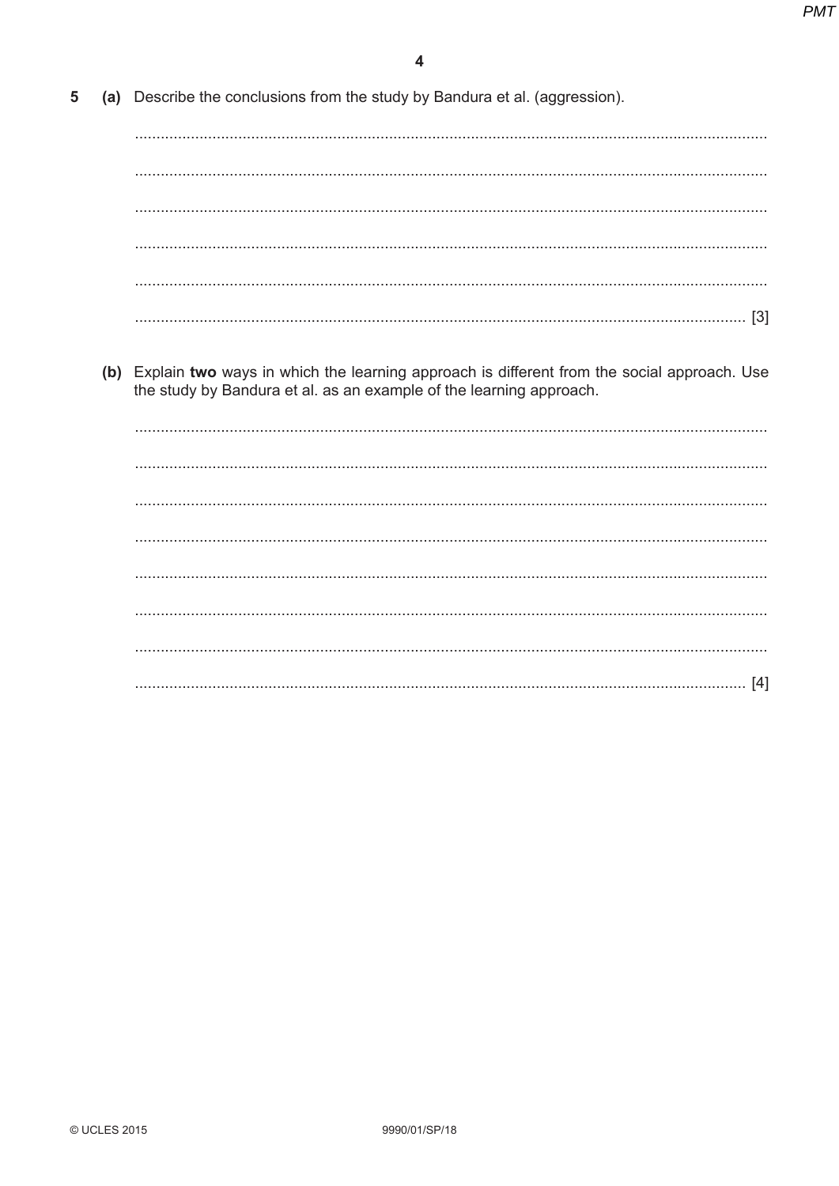5 (a) Describe the conclusions from the study by Bandura et al. (aggression).

..........................................................................................................................................

..........................................................................................................................................

..........................................................................................................................................

..........................................................................................................................................

..........................................................................................................................................

.................................................................................................................................... [3]

(b) Explain **two** ways in which the learning approach is different from the social approach. Use the study by Bandura et al. as an example of the learning approach.

..........................................................................................................................................

..........................................................................................................................................

..........................................................................................................................................

..........................................................................................................................................

..........................................................................................................................................

..........................................................................................................................................

..........................................................................................................................................

.................................................................................................................................... [4]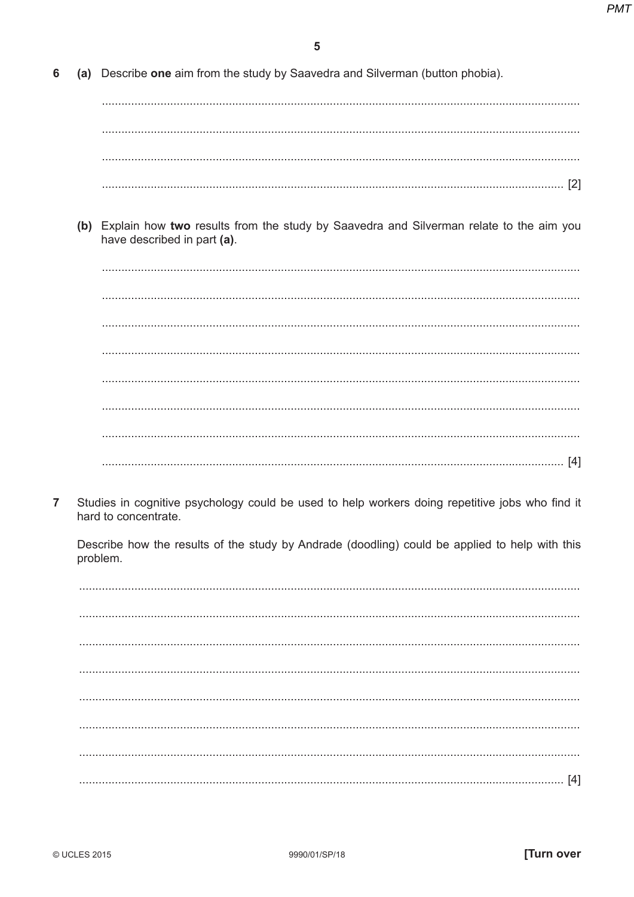6 (a) Describe **one** aim from the study by Saavedra and Silverman (button phobia).

.......................................................................................................................................

.......................................................................................................................................

.......................................................................................................................................

....................................................................................................................................... [2]

(b) Explain how **two** results from the study by Saavedra and Silverman relate to the aim you have described in part **(a)**.

.......................................................................................................................................

.......................................................................................................................................

.......................................................................................................................................

.......................................................................................................................................

.......................................................................................................................................

.......................................................................................................................................

.......................................................................................................................................

....................................................................................................................................... [4]

7 Studies in cognitive psychology could be used to help workers doing repetitive jobs who find it hard to concentrate.

Describe how the results of the study by Andrade (doodling) could be applied to help with this problem.

.......................................................................................................................................

.......................................................................................................................................

.......................................................................................................................................

.......................................................................................................................................

.......................................................................................................................................

.......................................................................................................................................

.......................................................................................................................................

....................................................................................................................................... [4]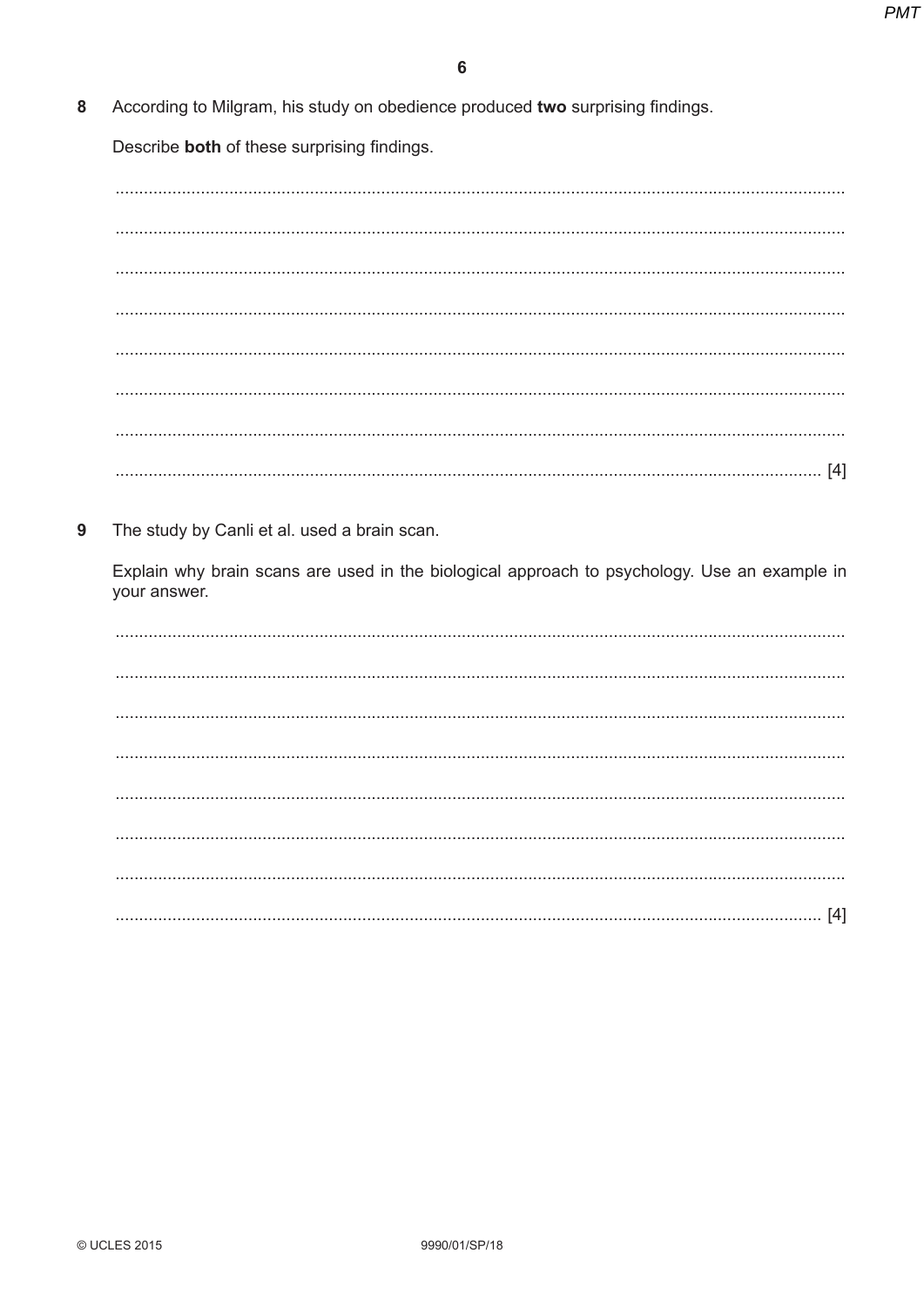8 According to Milgram, his study on obedience produced **two** surprising findings.

Describe **both** of these surprising findings.

.......................................................................................................................................

.......................................................................................................................................

.......................................................................................................................................

.......................................................................................................................................

.......................................................................................................................................

.......................................................................................................................................

.......................................................................................................................................

.................................................................................................................................. [4]

9 The study by Canli et al. used a brain scan.

Explain why brain scans are used in the biological approach to psychology. Use an example in your answer.

.......................................................................................................................................

.......................................................................................................................................

.......................................................................................................................................

.......................................................................................................................................

.......................................................................................................................................

.......................................................................................................................................

.......................................................................................................................................

.................................................................................................................................. [4]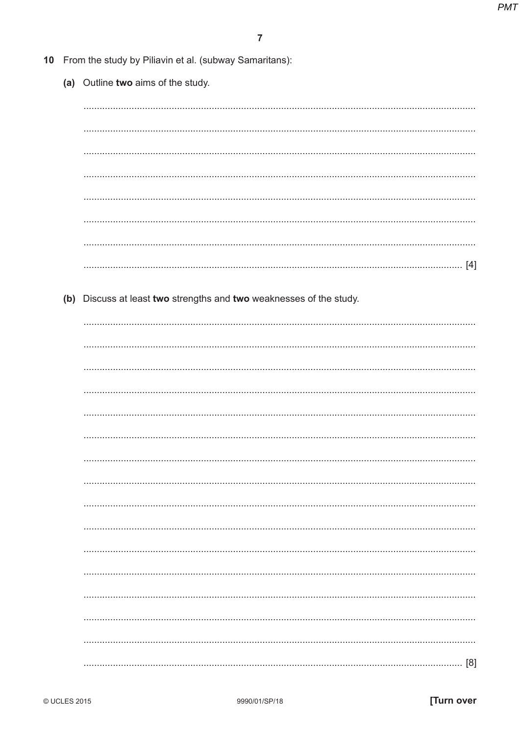10 From the study by Piliavin et al. (subway Samaritans):

**(a)** Outline **two** aims of the study.

..........................................................................................................................................

..........................................................................................................................................

..........................................................................................................................................

..........................................................................................................................................

..........................................................................................................................................

..........................................................................................................................................

..........................................................................................................................................

.................................................................................................................................... [4]

**(b)** Discuss at least **two** strengths and **two** weaknesses of the study.

..........................................................................................................................................

..........................................................................................................................................

..........................................................................................................................................

..........................................................................................................................................

..........................................................................................................................................

..........................................................................................................................................

..........................................................................................................................................

..........................................................................................................................................

..........................................................................................................................................

..........................................................................................................................................

..........................................................................................................................................

..........................................................................................................................................

..........................................................................................................................................

..........................................................................................................................................

..........................................................................................................................................

.................................................................................................................................... [8]

© UCLES 2015 9990/01/SP/18 **[Turn over**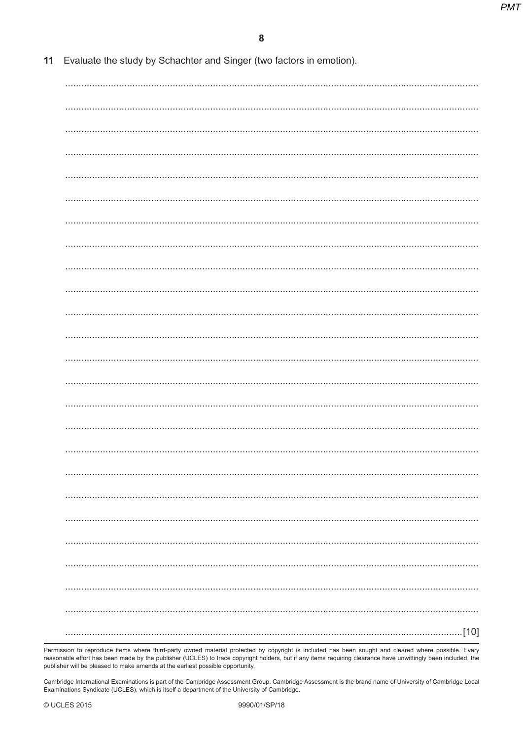11 Evaluate the study by Schachter and Singer (two factors in emotion).

...................................................................................................................................................................[10]

Permission to reproduce items where third-party owned material protected by copyright is included has been sought and cleared where possible. Every reasonable effort has been made by the publisher (UCLES) to trace copyright holders, but if any items requiring clearance have unwittingly been included, the publisher will be pleased to make amends at the earliest possible opportunity.

Cambridge International Examinations is part of the Cambridge Assessment Group. Cambridge Assessment is the brand name of University of Cambridge Local Examinations Syndicate (UCLES), which is itself a department of the University of Cambridge.